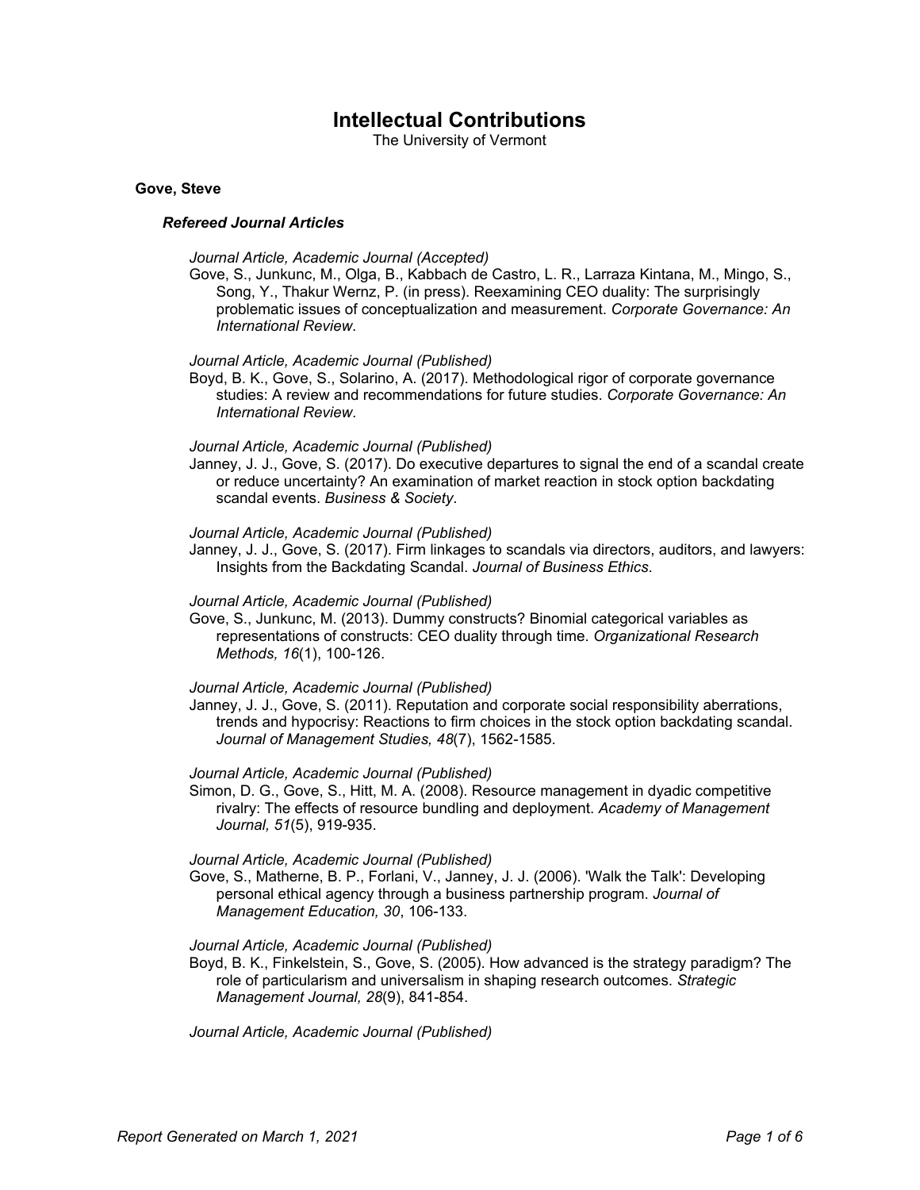# Intellectual Contributions

The University of Vermont

### Gove, Steve

#### *Refereed Journal Articles*

*Journal Article, Academic Journal (Accepted)*
Gove, S., Junkunc, M., Olga, B., Kabbach de Castro, L. R., Larraza Kintana, M., Mingo, S., Song, Y., Thakur Wernz, P. (in press). Reexamining CEO duality: The surprisingly problematic issues of conceptualization and measurement. *Corporate Governance: An International Review*.

*Journal Article, Academic Journal (Published)*
Boyd, B. K., Gove, S., Solarino, A. (2017). Methodological rigor of corporate governance studies: A review and recommendations for future studies. *Corporate Governance: An International Review*.

*Journal Article, Academic Journal (Published)*
Janney, J. J., Gove, S. (2017). Do executive departures to signal the end of a scandal create or reduce uncertainty? An examination of market reaction in stock option backdating scandal events. *Business & Society*.

*Journal Article, Academic Journal (Published)*
Janney, J. J., Gove, S. (2017). Firm linkages to scandals via directors, auditors, and lawyers: Insights from the Backdating Scandal. *Journal of Business Ethics*.

*Journal Article, Academic Journal (Published)*
Gove, S., Junkunc, M. (2013). Dummy constructs? Binomial categorical variables as representations of constructs: CEO duality through time. *Organizational Research Methods, 16*(1), 100-126.

*Journal Article, Academic Journal (Published)*
Janney, J. J., Gove, S. (2011). Reputation and corporate social responsibility aberrations, trends and hypocrisy: Reactions to firm choices in the stock option backdating scandal. *Journal of Management Studies, 48*(7), 1562-1585.

*Journal Article, Academic Journal (Published)*
Simon, D. G., Gove, S., Hitt, M. A. (2008). Resource management in dyadic competitive rivalry: The effects of resource bundling and deployment. *Academy of Management Journal, 51*(5), 919-935.

*Journal Article, Academic Journal (Published)*
Gove, S., Matherne, B. P., Forlani, V., Janney, J. J. (2006). 'Walk the Talk': Developing personal ethical agency through a business partnership program. *Journal of Management Education, 30*, 106-133.

*Journal Article, Academic Journal (Published)*
Boyd, B. K., Finkelstein, S., Gove, S. (2005). How advanced is the strategy paradigm? The role of particularism and universalism in shaping research outcomes. *Strategic Management Journal, 28*(9), 841-854.

*Journal Article, Academic Journal (Published)*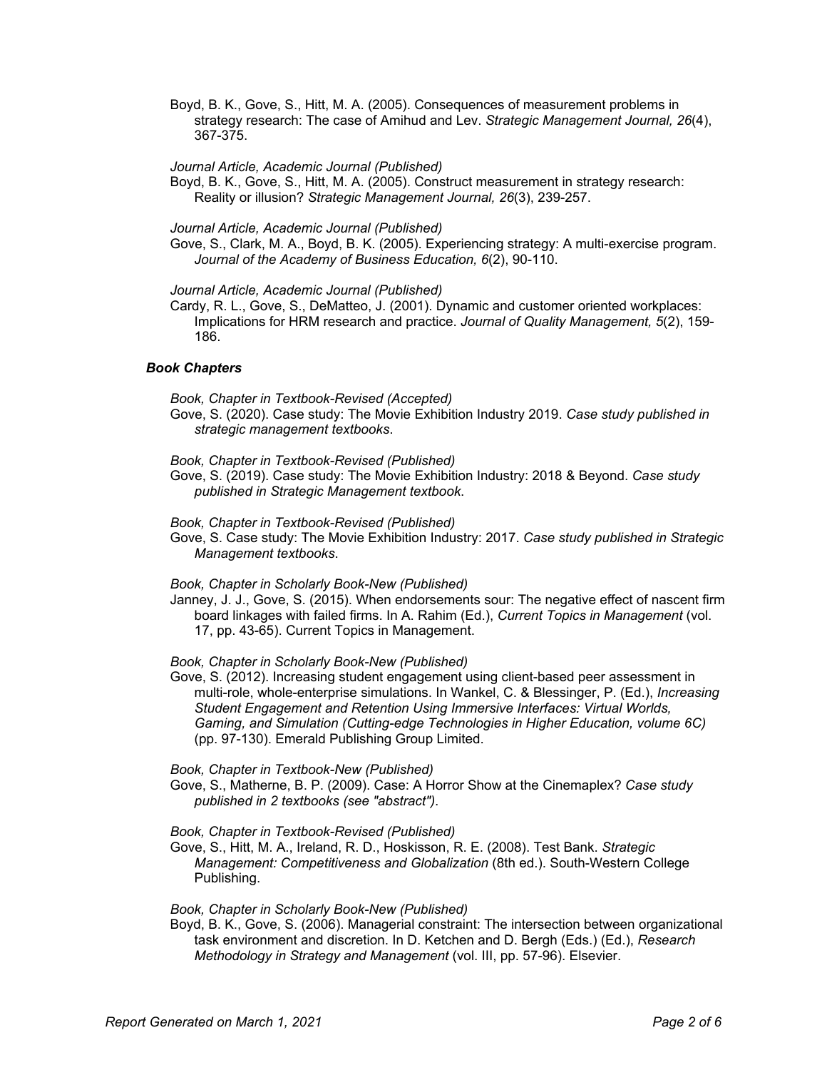Boyd, B. K., Gove, S., Hitt, M. A. (2005). Consequences of measurement problems in strategy research: The case of Amihud and Lev. *Strategic Management Journal, 26*(4), 367-375.

*Journal Article, Academic Journal (Published)*

Boyd, B. K., Gove, S., Hitt, M. A. (2005). Construct measurement in strategy research: Reality or illusion? *Strategic Management Journal, 26*(3), 239-257.

*Journal Article, Academic Journal (Published)*

Gove, S., Clark, M. A., Boyd, B. K. (2005). Experiencing strategy: A multi-exercise program. *Journal of the Academy of Business Education, 6*(2), 90-110.

*Journal Article, Academic Journal (Published)*

Cardy, R. L., Gove, S., DeMatteo, J. (2001). Dynamic and customer oriented workplaces: Implications for HRM research and practice. *Journal of Quality Management, 5*(2), 159-186.

### *Book Chapters*

*Book, Chapter in Textbook-Revised (Accepted)*

Gove, S. (2020). Case study: The Movie Exhibition Industry 2019. *Case study published in strategic management textbooks*.

*Book, Chapter in Textbook-Revised (Published)*

Gove, S. (2019). Case study: The Movie Exhibition Industry: 2018 & Beyond. *Case study published in Strategic Management textbook*.

*Book, Chapter in Textbook-Revised (Published)*

Gove, S. Case study: The Movie Exhibition Industry: 2017. *Case study published in Strategic Management textbooks*.

*Book, Chapter in Scholarly Book-New (Published)*

Janney, J. J., Gove, S. (2015). When endorsements sour: The negative effect of nascent firm board linkages with failed firms. In A. Rahim (Ed.), *Current Topics in Management* (vol. 17, pp. 43-65). Current Topics in Management.

*Book, Chapter in Scholarly Book-New (Published)*

Gove, S. (2012). Increasing student engagement using client-based peer assessment in multi-role, whole-enterprise simulations. In Wankel, C. & Blessinger, P. (Ed.), *Increasing Student Engagement and Retention Using Immersive Interfaces: Virtual Worlds, Gaming, and Simulation (Cutting-edge Technologies in Higher Education, volume 6C)* (pp. 97-130). Emerald Publishing Group Limited.

*Book, Chapter in Textbook-New (Published)*

Gove, S., Matherne, B. P. (2009). Case: A Horror Show at the Cinemaplex? *Case study published in 2 textbooks (see "abstract")*.

*Book, Chapter in Textbook-Revised (Published)*

Gove, S., Hitt, M. A., Ireland, R. D., Hoskisson, R. E. (2008). Test Bank. *Strategic Management: Competitiveness and Globalization* (8th ed.). South-Western College Publishing.

*Book, Chapter in Scholarly Book-New (Published)*

Boyd, B. K., Gove, S. (2006). Managerial constraint: The intersection between organizational task environment and discretion. In D. Ketchen and D. Bergh (Eds.) (Ed.), *Research Methodology in Strategy and Management* (vol. III, pp. 57-96). Elsevier.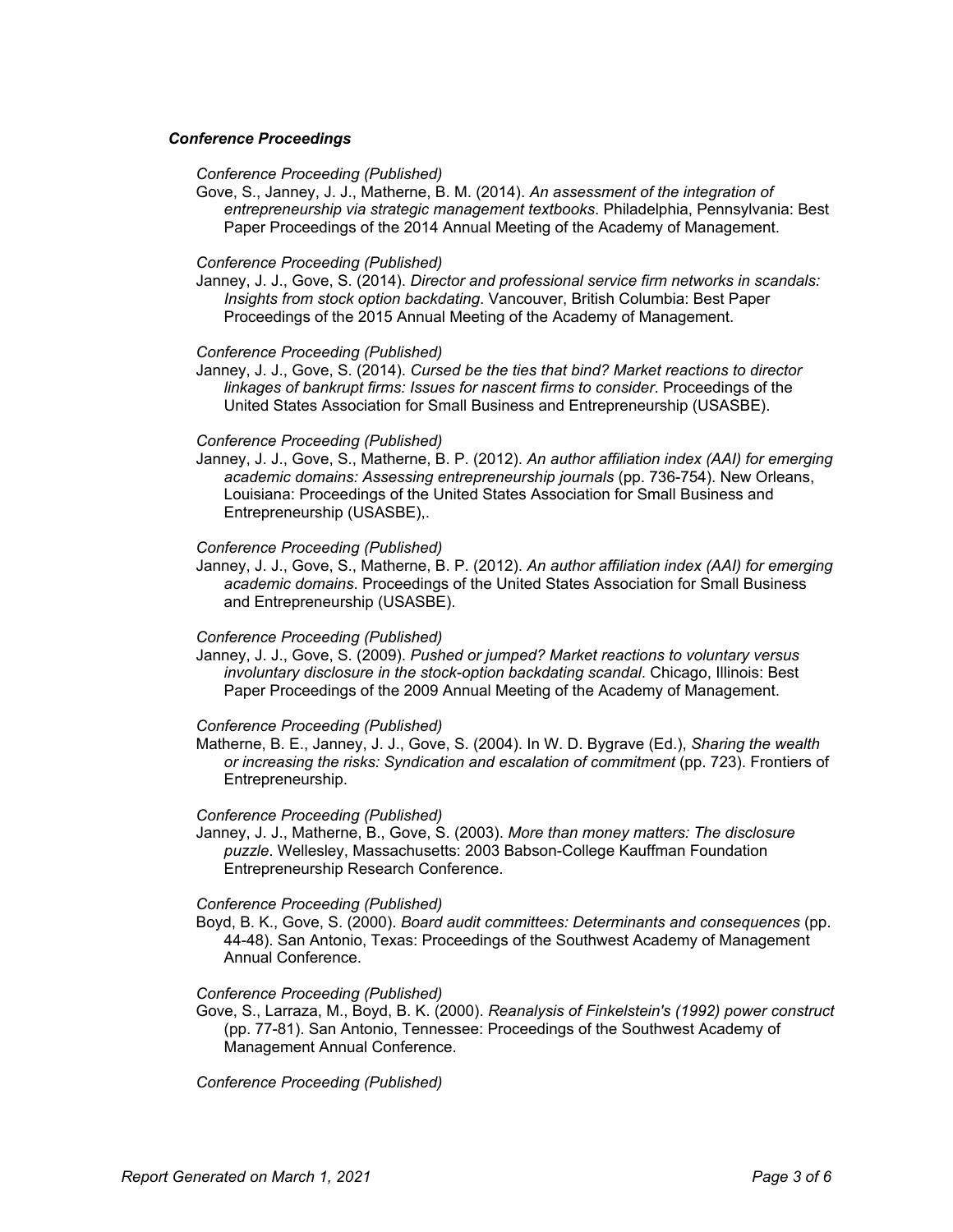### *Conference Proceedings*

*Conference Proceeding (Published)*

Gove, S., Janney, J. J., Matherne, B. M. (2014). *An assessment of the integration of entrepreneurship via strategic management textbooks*. Philadelphia, Pennsylvania: Best Paper Proceedings of the 2014 Annual Meeting of the Academy of Management.

*Conference Proceeding (Published)*

Janney, J. J., Gove, S. (2014). *Director and professional service firm networks in scandals: Insights from stock option backdating*. Vancouver, British Columbia: Best Paper Proceedings of the 2015 Annual Meeting of the Academy of Management.

*Conference Proceeding (Published)*

Janney, J. J., Gove, S. (2014). *Cursed be the ties that bind? Market reactions to director linkages of bankrupt firms: Issues for nascent firms to consider*. Proceedings of the United States Association for Small Business and Entrepreneurship (USASBE).

*Conference Proceeding (Published)*

Janney, J. J., Gove, S., Matherne, B. P. (2012). *An author affiliation index (AAI) for emerging academic domains: Assessing entrepreneurship journals* (pp. 736-754). New Orleans, Louisiana: Proceedings of the United States Association for Small Business and Entrepreneurship (USASBE),.

*Conference Proceeding (Published)*

Janney, J. J., Gove, S., Matherne, B. P. (2012). *An author affiliation index (AAI) for emerging academic domains*. Proceedings of the United States Association for Small Business and Entrepreneurship (USASBE).

*Conference Proceeding (Published)*

Janney, J. J., Gove, S. (2009). *Pushed or jumped? Market reactions to voluntary versus involuntary disclosure in the stock-option backdating scandal*. Chicago, Illinois: Best Paper Proceedings of the 2009 Annual Meeting of the Academy of Management.

*Conference Proceeding (Published)*

Matherne, B. E., Janney, J. J., Gove, S. (2004). In W. D. Bygrave (Ed.), *Sharing the wealth or increasing the risks: Syndication and escalation of commitment* (pp. 723). Frontiers of Entrepreneurship.

*Conference Proceeding (Published)*

Janney, J. J., Matherne, B., Gove, S. (2003). *More than money matters: The disclosure puzzle*. Wellesley, Massachusetts: 2003 Babson-College Kauffman Foundation Entrepreneurship Research Conference.

*Conference Proceeding (Published)*

Boyd, B. K., Gove, S. (2000). *Board audit committees: Determinants and consequences* (pp. 44-48). San Antonio, Texas: Proceedings of the Southwest Academy of Management Annual Conference.

*Conference Proceeding (Published)*

Gove, S., Larraza, M., Boyd, B. K. (2000). *Reanalysis of Finkelstein's (1992) power construct* (pp. 77-81). San Antonio, Tennessee: Proceedings of the Southwest Academy of Management Annual Conference.

*Conference Proceeding (Published)*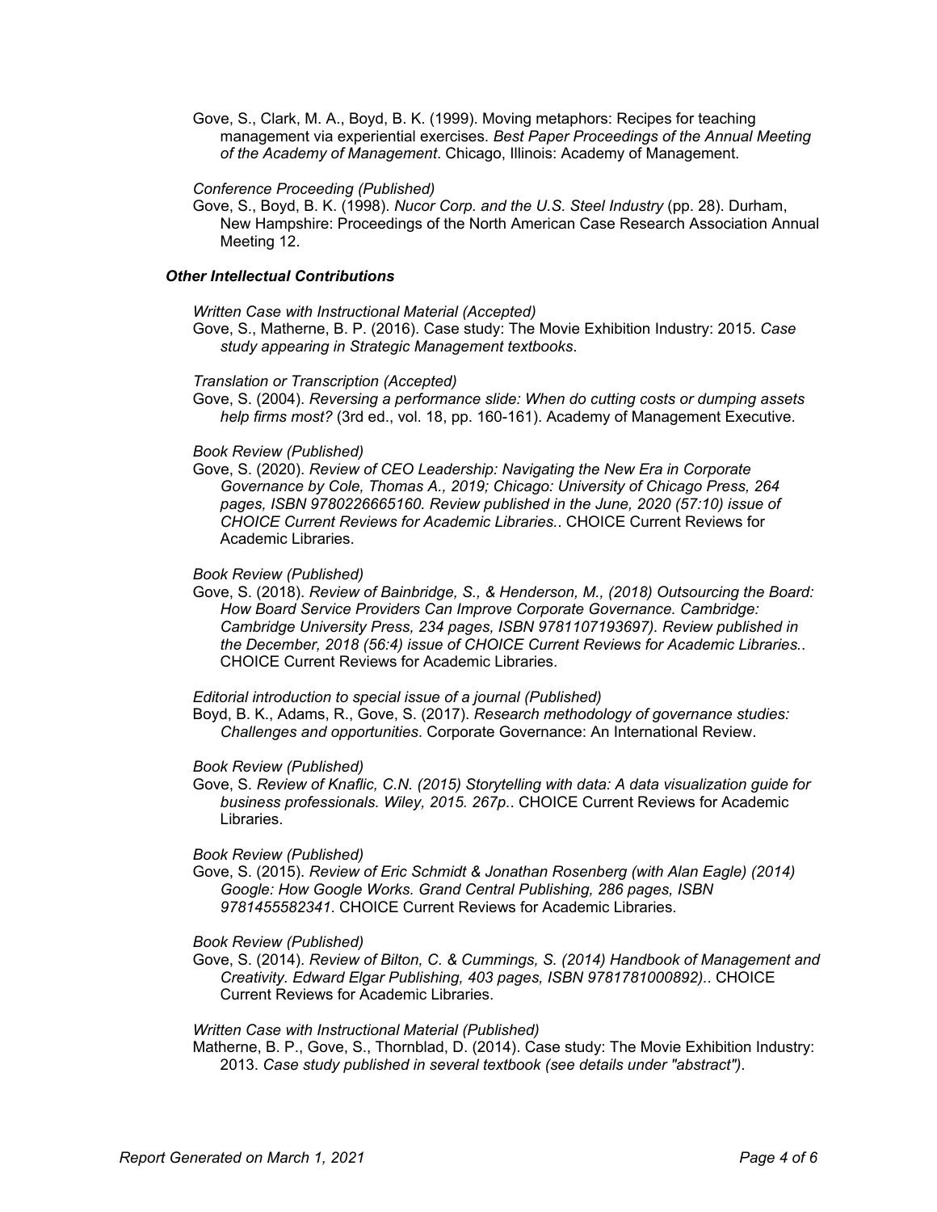Gove, S., Clark, M. A., Boyd, B. K. (1999). Moving metaphors: Recipes for teaching management via experiential exercises. *Best Paper Proceedings of the Annual Meeting of the Academy of Management*. Chicago, Illinois: Academy of Management.

*Conference Proceeding (Published)*

Gove, S., Boyd, B. K. (1998). *Nucor Corp. and the U.S. Steel Industry* (pp. 28). Durham, New Hampshire: Proceedings of the North American Case Research Association Annual Meeting 12.

### *Other Intellectual Contributions*

*Written Case with Instructional Material (Accepted)*

Gove, S., Matherne, B. P. (2016). Case study: The Movie Exhibition Industry: 2015. *Case study appearing in Strategic Management textbooks*.

*Translation or Transcription (Accepted)*

Gove, S. (2004). *Reversing a performance slide: When do cutting costs or dumping assets help firms most?* (3rd ed., vol. 18, pp. 160-161). Academy of Management Executive.

*Book Review (Published)*

Gove, S. (2020). *Review of CEO Leadership: Navigating the New Era in Corporate Governance by Cole, Thomas A., 2019; Chicago: University of Chicago Press, 264 pages, ISBN 9780226665160. Review published in the June, 2020 (57:10) issue of CHOICE Current Reviews for Academic Libraries.*. CHOICE Current Reviews for Academic Libraries.

*Book Review (Published)*

Gove, S. (2018). *Review of Bainbridge, S., & Henderson, M., (2018) Outsourcing the Board: How Board Service Providers Can Improve Corporate Governance. Cambridge: Cambridge University Press, 234 pages, ISBN 9781107193697). Review published in the December, 2018 (56:4) issue of CHOICE Current Reviews for Academic Libraries.*. CHOICE Current Reviews for Academic Libraries.

*Editorial introduction to special issue of a journal (Published)*

Boyd, B. K., Adams, R., Gove, S. (2017). *Research methodology of governance studies: Challenges and opportunities*. Corporate Governance: An International Review.

*Book Review (Published)*

Gove, S. *Review of Knaflic, C.N. (2015) Storytelling with data: A data visualization guide for business professionals. Wiley, 2015. 267p.*. CHOICE Current Reviews for Academic Libraries.

*Book Review (Published)*

Gove, S. (2015). *Review of Eric Schmidt & Jonathan Rosenberg (with Alan Eagle) (2014) Google: How Google Works. Grand Central Publishing, 286 pages, ISBN 9781455582341*. CHOICE Current Reviews for Academic Libraries.

*Book Review (Published)*

Gove, S. (2014). *Review of Bilton, C. & Cummings, S. (2014) Handbook of Management and Creativity. Edward Elgar Publishing, 403 pages, ISBN 9781781000892).*. CHOICE Current Reviews for Academic Libraries.

*Written Case with Instructional Material (Published)*

Matherne, B. P., Gove, S., Thornblad, D. (2014). Case study: The Movie Exhibition Industry: 2013. *Case study published in several textbook (see details under "abstract")*.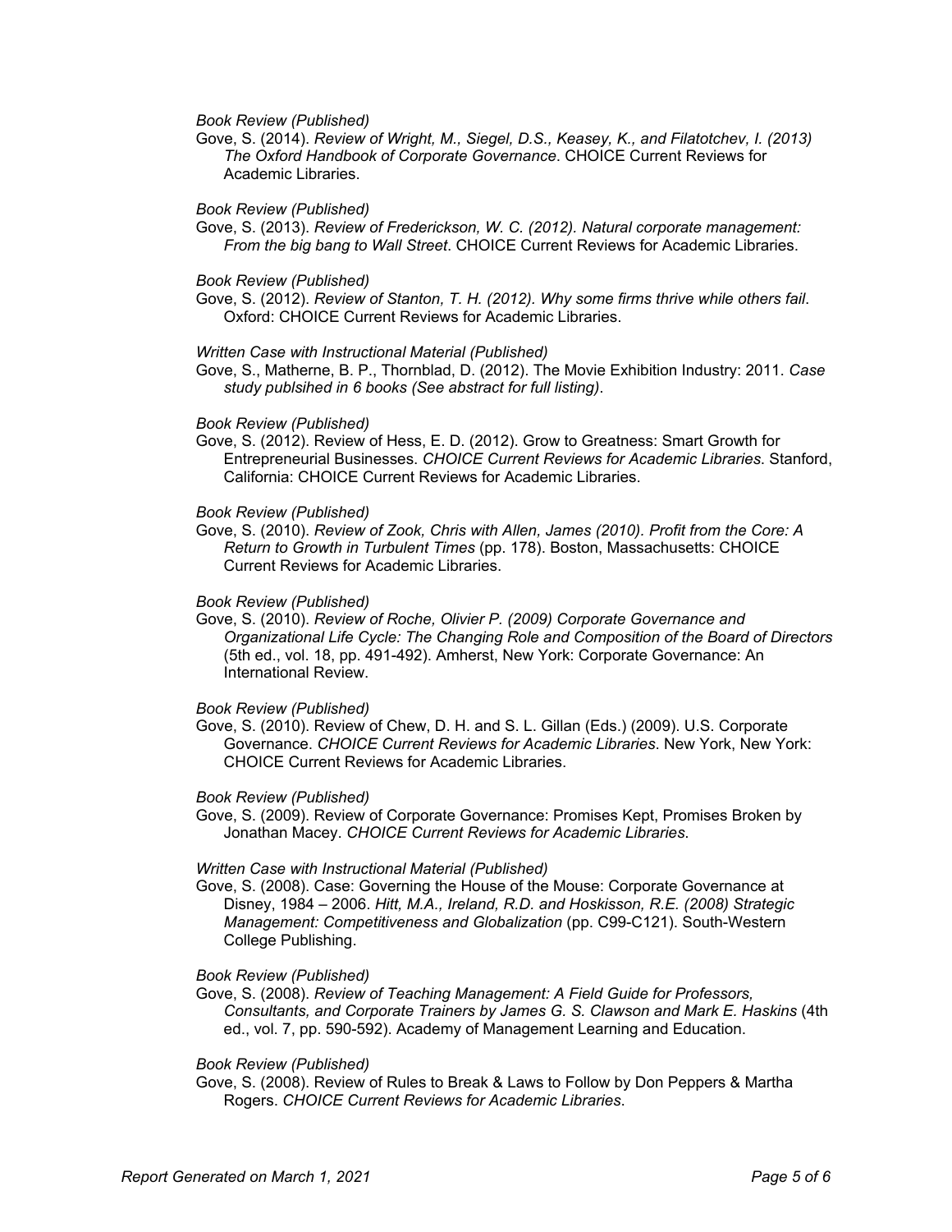*Book Review (Published)*

Gove, S. (2014). *Review of Wright, M., Siegel, D.S., Keasey, K., and Filatotchev, I. (2013) The Oxford Handbook of Corporate Governance.* CHOICE Current Reviews for Academic Libraries.

*Book Review (Published)*

Gove, S. (2013). *Review of Frederickson, W. C. (2012). Natural corporate management: From the big bang to Wall Street*. CHOICE Current Reviews for Academic Libraries.

*Book Review (Published)*

Gove, S. (2012). *Review of Stanton, T. H. (2012). Why some firms thrive while others fail*. Oxford: CHOICE Current Reviews for Academic Libraries.

*Written Case with Instructional Material (Published)*

Gove, S., Matherne, B. P., Thornblad, D. (2012). The Movie Exhibition Industry: 2011. *Case study publsihed in 6 books (See abstract for full listing)*.

*Book Review (Published)*

Gove, S. (2012). Review of Hess, E. D. (2012). Grow to Greatness: Smart Growth for Entrepreneurial Businesses. *CHOICE Current Reviews for Academic Libraries*. Stanford, California: CHOICE Current Reviews for Academic Libraries.

*Book Review (Published)*

Gove, S. (2010). *Review of Zook, Chris with Allen, James (2010). Profit from the Core: A Return to Growth in Turbulent Times* (pp. 178). Boston, Massachusetts: CHOICE Current Reviews for Academic Libraries.

*Book Review (Published)*

Gove, S. (2010). *Review of Roche, Olivier P. (2009) Corporate Governance and Organizational Life Cycle: The Changing Role and Composition of the Board of Directors* (5th ed., vol. 18, pp. 491-492). Amherst, New York: Corporate Governance: An International Review.

*Book Review (Published)*

Gove, S. (2010). Review of Chew, D. H. and S. L. Gillan (Eds.) (2009). U.S. Corporate Governance. *CHOICE Current Reviews for Academic Libraries*. New York, New York: CHOICE Current Reviews for Academic Libraries.

*Book Review (Published)*

Gove, S. (2009). Review of Corporate Governance: Promises Kept, Promises Broken by Jonathan Macey. *CHOICE Current Reviews for Academic Libraries*.

*Written Case with Instructional Material (Published)*

Gove, S. (2008). Case: Governing the House of the Mouse: Corporate Governance at Disney, 1984 – 2006. *Hitt, M.A., Ireland, R.D. and Hoskisson, R.E. (2008) Strategic Management: Competitiveness and Globalization* (pp. C99-C121). South-Western College Publishing.

*Book Review (Published)*

Gove, S. (2008). *Review of Teaching Management: A Field Guide for Professors, Consultants, and Corporate Trainers by James G. S. Clawson and Mark E. Haskins* (4th ed., vol. 7, pp. 590-592). Academy of Management Learning and Education.

*Book Review (Published)*

Gove, S. (2008). Review of Rules to Break & Laws to Follow by Don Peppers & Martha Rogers. *CHOICE Current Reviews for Academic Libraries*.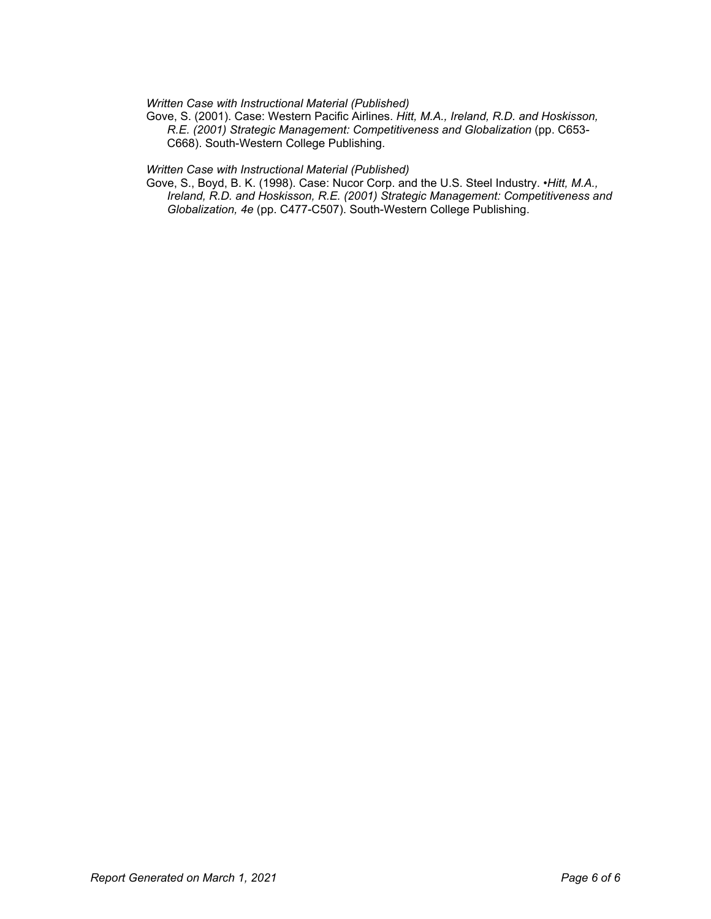*Written Case with Instructional Material (Published)*

Gove, S. (2001). Case: Western Pacific Airlines. *Hitt, M.A., Ireland, R.D. and Hoskisson, R.E. (2001) Strategic Management: Competitiveness and Globalization* (pp. C653-C668). South-Western College Publishing.

*Written Case with Instructional Material (Published)*

Gove, S., Boyd, B. K. (1998). Case: Nucor Corp. and the U.S. Steel Industry. •*Hitt, M.A., Ireland, R.D. and Hoskisson, R.E. (2001) Strategic Management: Competitiveness and Globalization, 4e* (pp. C477-C507). South-Western College Publishing.

*Report Generated on March 1, 2021*